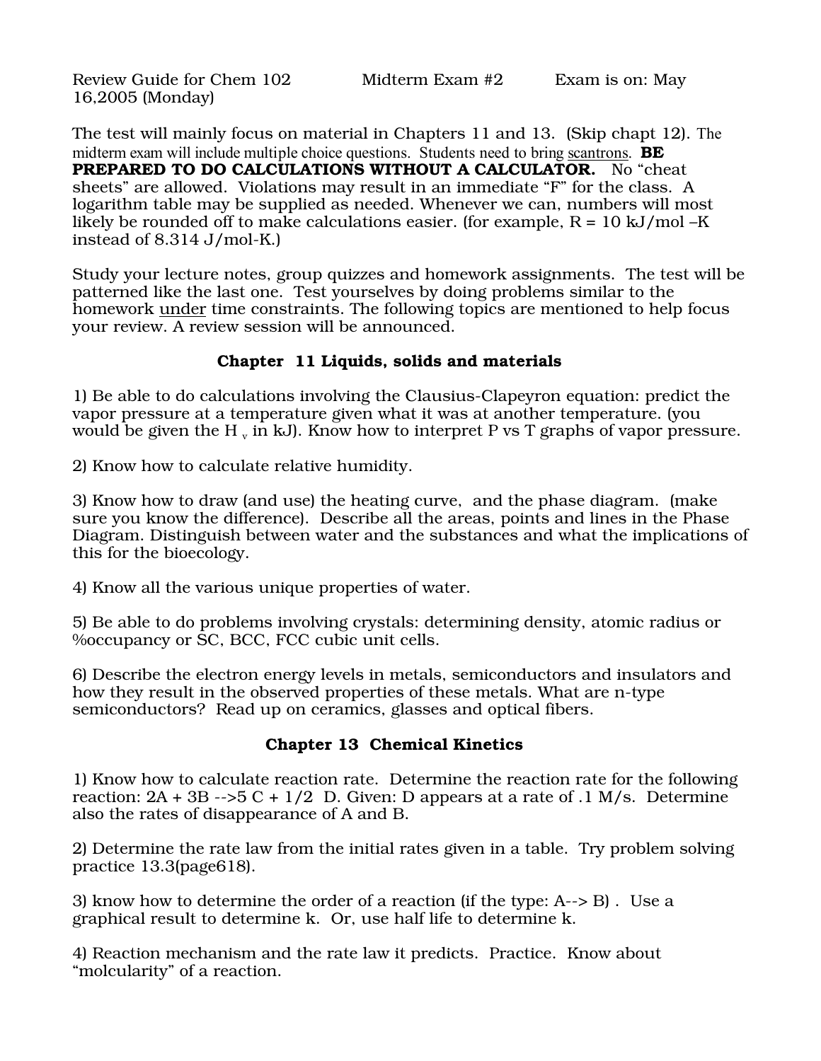Review Guide for Chem 102 Midterm Exam #2 Exam is on: May 16,2005 (Monday)

The test will mainly focus on material in Chapters 11 and 13. (Skip chapt 12). The midterm exam will include multiple choice questions. Students need to bring scantrons. **BE PREPARED TO DO CALCULATIONS WITHOUT A CALCULATOR.** No “cheat sheets” are allowed. Violations may result in an immediate “F” for the class. A logarithm table may be supplied as needed. Whenever we can, numbers will most likely be rounded off to make calculations easier. (for example, R = 10 kJ/mol –K instead of 8.314 J/mol-K.)

Study your lecture notes, group quizzes and homework assignments. The test will be patterned like the last one. Test yourselves by doing problems similar to the homework under time constraints. The following topics are mentioned to help focus your review. A review session will be announced.

## Chapter 11 Liquids, solids and materials

1) Be able to do calculations involving the Clausius-Clapeyron equation: predict the vapor pressure at a temperature given what it was at another temperature. (you would be given the $H_v$ in kJ). Know how to interpret P vs T graphs of vapor pressure.

2) Know how to calculate relative humidity.

3) Know how to draw (and use) the heating curve, and the phase diagram. (make sure you know the difference). Describe all the areas, points and lines in the Phase Diagram. Distinguish between water and the substances and what the implications of this for the bioecology.

4) Know all the various unique properties of water.

5) Be able to do problems involving crystals: determining density, atomic radius or %occupancy or SC, BCC, FCC cubic unit cells.

6) Describe the electron energy levels in metals, semiconductors and insulators and how they result in the observed properties of these metals. What are n-type semiconductors? Read up on ceramics, glasses and optical fibers.

## Chapter 13 Chemical Kinetics

1) Know how to calculate reaction rate. Determine the reaction rate for the following reaction: 2A + 3B -->5 C + 1/2 D. Given: D appears at a rate of .1 M/s. Determine also the rates of disappearance of A and B.

2) Determine the rate law from the initial rates given in a table. Try problem solving practice 13.3(page618).

3) know how to determine the order of a reaction (if the type: A--> B) . Use a graphical result to determine k. Or, use half life to determine k.

4) Reaction mechanism and the rate law it predicts. Practice. Know about “molcularity” of a reaction.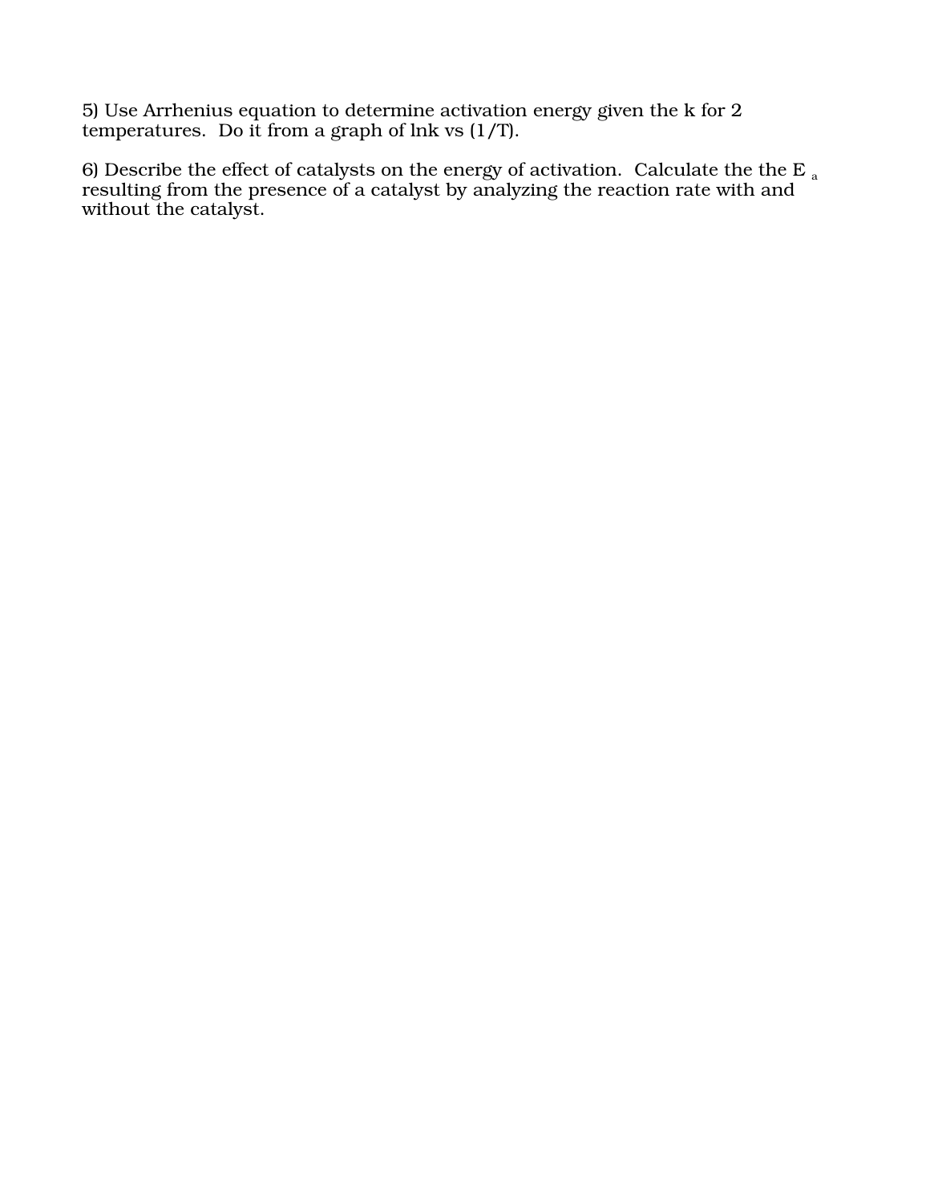5) Use Arrhenius equation to determine activation energy given the k for 2 temperatures. Do it from a graph of lnk vs (1/T).

6) Describe the effect of catalysts on the energy of activation. Calculate the the $E_a$ resulting from the presence of a catalyst by analyzing the reaction rate with and without the catalyst.